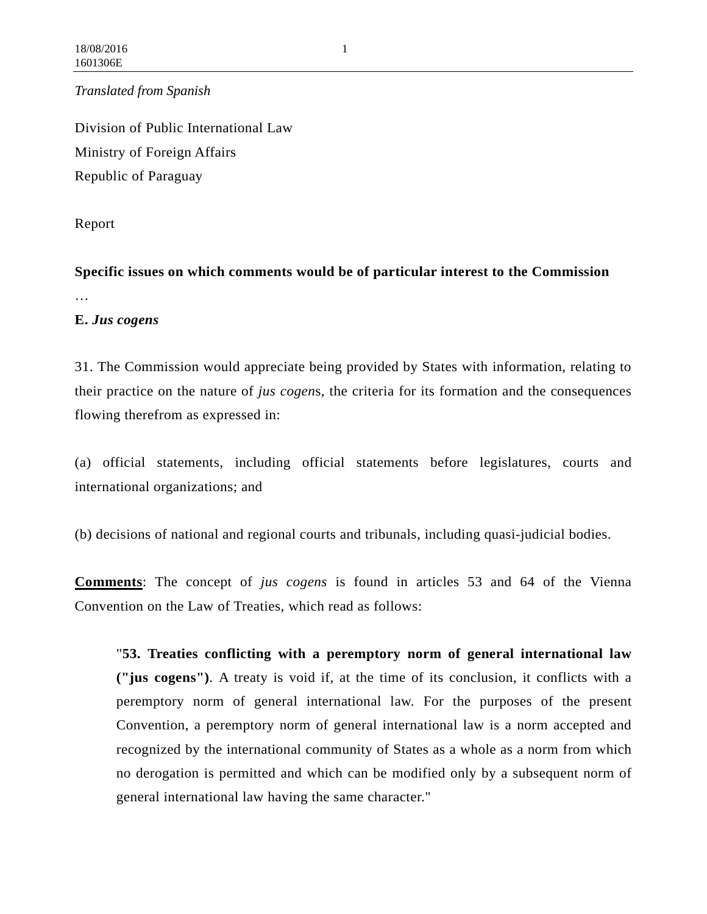*Translated from Spanish*

Division of Public International Law
Ministry of Foreign Affairs
Republic of Paraguay

Report

**Specific issues on which comments would be of particular interest to the Commission**

…

**E.** ***Jus cogens***

31. The Commission would appreciate being provided by States with information, relating to their practice on the nature of *jus cogens*, the criteria for its formation and the consequences flowing therefrom as expressed in:

(a) official statements, including official statements before legislatures, courts and international organizations; and

(b) decisions of national and regional courts and tribunals, including quasi-judicial bodies.

**Comments**: The concept of *jus cogens* is found in articles 53 and 64 of the Vienna Convention on the Law of Treaties, which read as follows:

> "**53. Treaties conflicting with a peremptory norm of general international law ("jus cogens")**. A treaty is void if, at the time of its conclusion, it conflicts with a peremptory norm of general international law. For the purposes of the present Convention, a peremptory norm of general international law is a norm accepted and recognized by the international community of States as a whole as a norm from which no derogation is permitted and which can be modified only by a subsequent norm of general international law having the same character."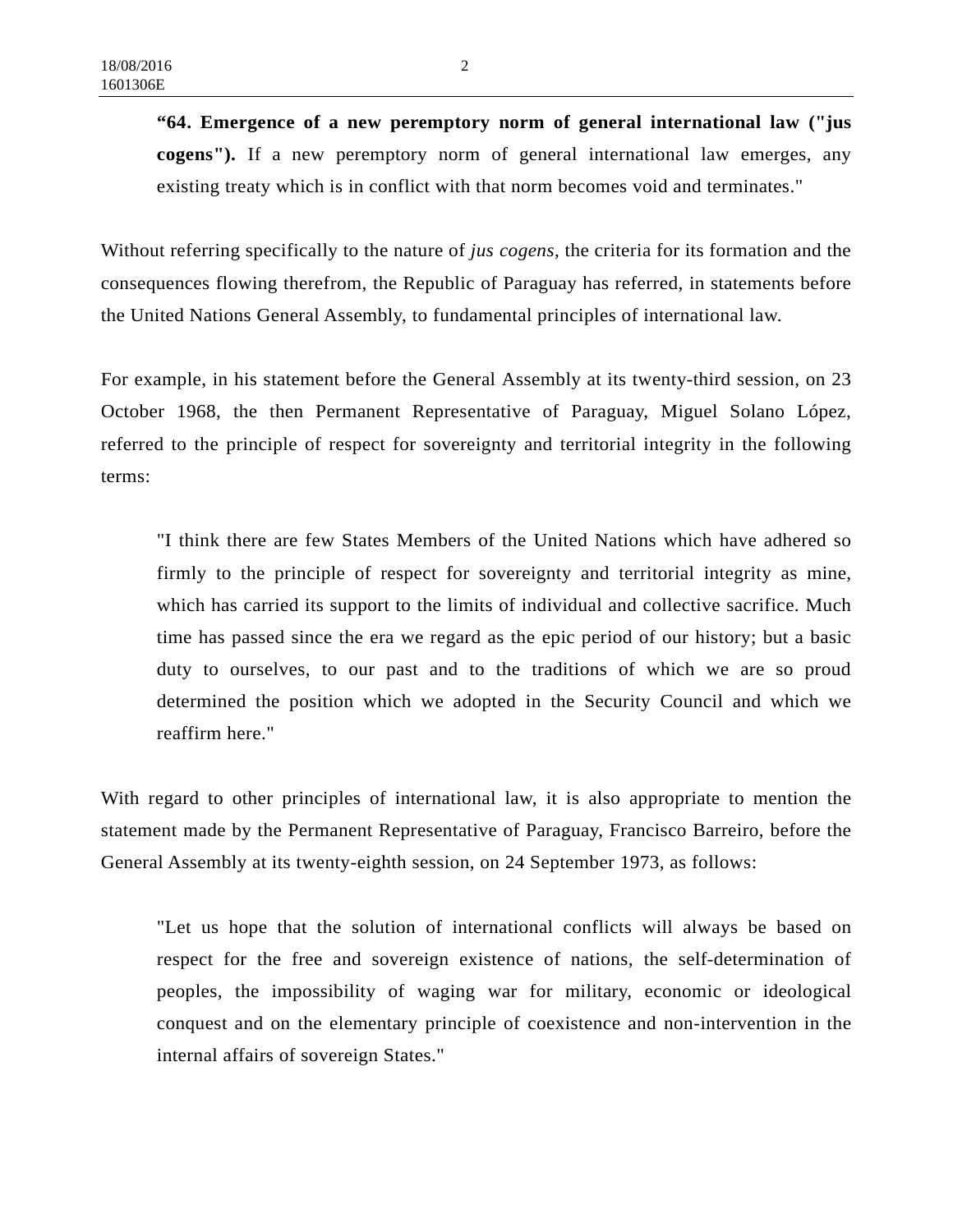> **"64. Emergence of a new peremptory norm of general international law ("jus cogens").** If a new peremptory norm of general international law emerges, any existing treaty which is in conflict with that norm becomes void and terminates."

Without referring specifically to the nature of *jus cogens*, the criteria for its formation and the consequences flowing therefrom, the Republic of Paraguay has referred, in statements before the United Nations General Assembly, to fundamental principles of international law.

For example, in his statement before the General Assembly at its twenty-third session, on 23 October 1968, the then Permanent Representative of Paraguay, Miguel Solano López, referred to the principle of respect for sovereignty and territorial integrity in the following terms:

> "I think there are few States Members of the United Nations which have adhered so firmly to the principle of respect for sovereignty and territorial integrity as mine, which has carried its support to the limits of individual and collective sacrifice. Much time has passed since the era we regard as the epic period of our history; but a basic duty to ourselves, to our past and to the traditions of which we are so proud determined the position which we adopted in the Security Council and which we reaffirm here."

With regard to other principles of international law, it is also appropriate to mention the statement made by the Permanent Representative of Paraguay, Francisco Barreiro, before the General Assembly at its twenty-eighth session, on 24 September 1973, as follows:

> "Let us hope that the solution of international conflicts will always be based on respect for the free and sovereign existence of nations, the self-determination of peoples, the impossibility of waging war for military, economic or ideological conquest and on the elementary principle of coexistence and non-intervention in the internal affairs of sovereign States."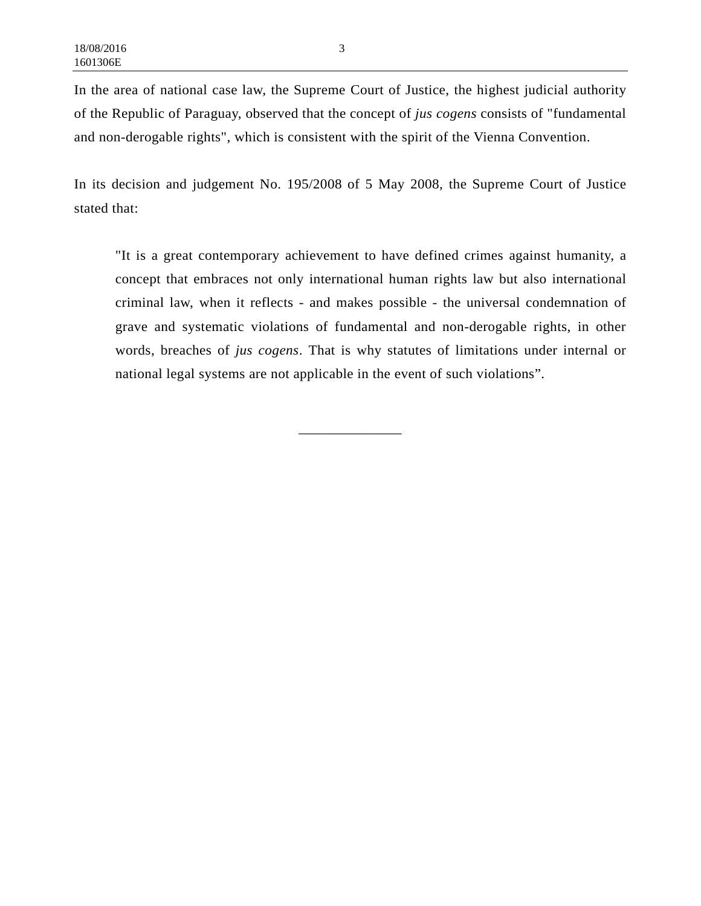In the area of national case law, the Supreme Court of Justice, the highest judicial authority of the Republic of Paraguay, observed that the concept of *jus cogens* consists of "fundamental and non-derogable rights", which is consistent with the spirit of the Vienna Convention.

In its decision and judgement No. 195/2008 of 5 May 2008, the Supreme Court of Justice stated that:

> "It is a great contemporary achievement to have defined crimes against humanity, a concept that embraces not only international human rights law but also international criminal law, when it reflects - and makes possible - the universal condemnation of grave and systematic violations of fundamental and non-derogable rights, in other words, breaches of *jus cogens*. That is why statutes of limitations under internal or national legal systems are not applicable in the event of such violations".

\_\_\_\_\_\_\_\_\_\_\_\_\_\_